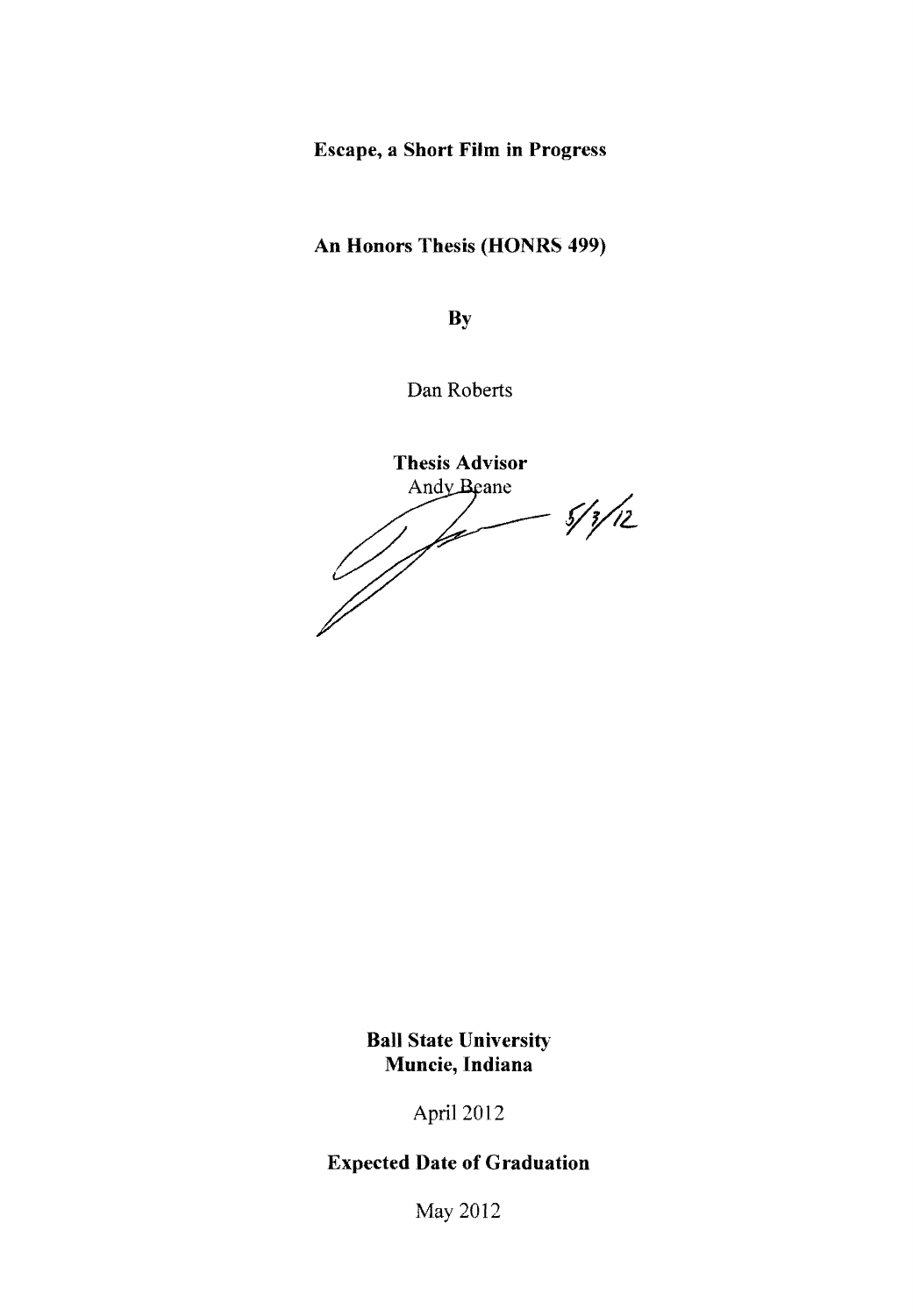**Escape, a Short Film in Progress**

**An Honors Thesis (HONRS 499)**

**By**

Dan Roberts

**Thesis Advisor**

Andy Beane

5/3/12

**Ball State University**

**Muncie, Indiana**

April 2012

**Expected Date of Graduation**

May 2012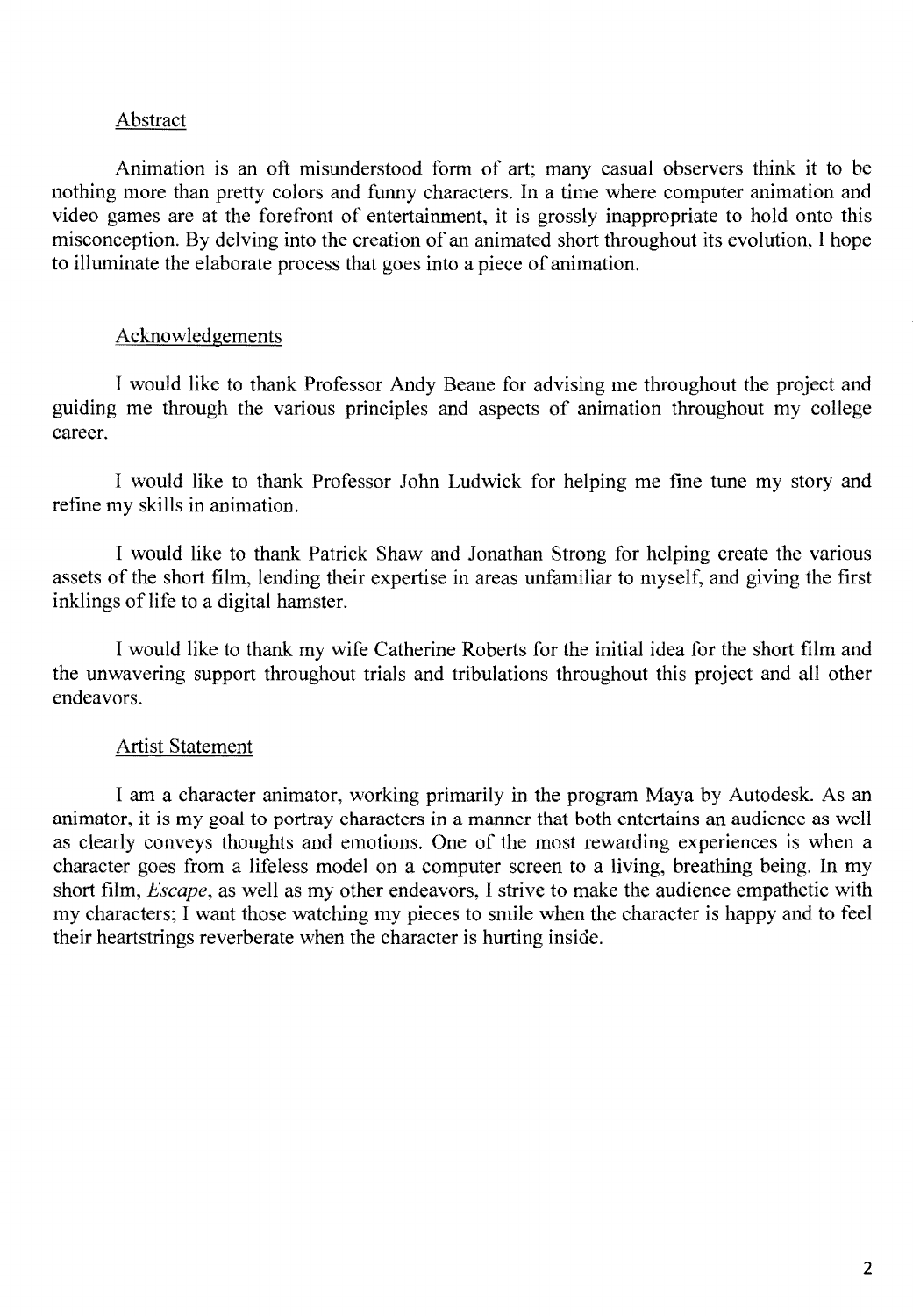## Abstract

Animation is an oft misunderstood form of art; many casual observers think it to be nothing more than pretty colors and funny characters. In a time where computer animation and video games are at the forefront of entertainment, it is grossly inappropriate to hold onto this misconception. By delving into the creation of an animated short throughout its evolution, I hope to illuminate the elaborate process that goes into a piece of animation.

## Acknowledgements

I would like to thank Professor Andy Beane for advising me throughout the project and guiding me through the various principles and aspects of animation throughout my college career.

I would like to thank Professor John Ludwick for helping me fine tune my story and refine my skills in animation.

I would like to thank Patrick Shaw and Jonathan Strong for helping create the various assets of the short film, lending their expertise in areas unfamiliar to myself, and giving the first inklings of life to a digital hamster.

I would like to thank my wife Catherine Roberts for the initial idea for the short film and the unwavering support throughout trials and tribulations throughout this project and all other endeavors.

## Artist Statement

I am a character animator, working primarily in the program Maya by Autodesk. As an animator, it is my goal to portray characters in a manner that both entertains an audience as well as clearly conveys thoughts and emotions. One of the most rewarding experiences is when a character goes from a lifeless model on a computer screen to a living, breathing being. In my short film, *Escape*, as well as my other endeavors, I strive to make the audience empathetic with my characters; I want those watching my pieces to smile when the character is happy and to feel their heartstrings reverberate when the character is hurting inside.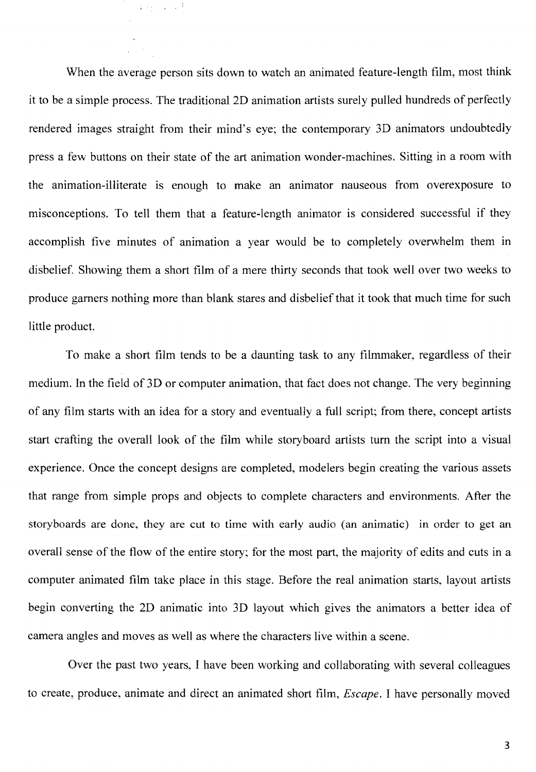When the average person sits down to watch an animated feature-length film, most think it to be a simple process. The traditional 2D animation artists surely pulled hundreds of perfectly rendered images straight from their mind's eye; the contemporary 3D animators undoubtedly press a few buttons on their state of the art animation wonder-machines. Sitting in a room with the animation-illiterate is enough to make an animator nauseous from overexposure to misconceptions. To tell them that a feature-length animator is considered successful if they accomplish five minutes of animation a year would be to completely overwhelm them in disbelief. Showing them a short film of a mere thirty seconds that took well over two weeks to produce garners nothing more than blank stares and disbelief that it took that much time for such little product.

To make a short film tends to be a daunting task to any filmmaker, regardless of their medium. In the field of 3D or computer animation, that fact does not change. The very beginning of any film starts with an idea for a story and eventually a full script; from there, concept artists start crafting the overall look of the film while storyboard artists turn the script into a visual experience. Once the concept designs are completed, modelers begin creating the various assets that range from simple props and objects to complete characters and environments. After the storyboards are done, they are cut to time with early audio (an animatic) in order to get an overall sense of the flow of the entire story; for the most part, the majority of edits and cuts in a computer animated film take place in this stage. Before the real animation starts, layout artists begin converting the 2D animatic into 3D layout which gives the animators a better idea of camera angles and moves as well as where the characters live within a scene.

Over the past two years, I have been working and collaborating with several colleagues to create, produce, animate and direct an animated short film, *Escape*. I have personally moved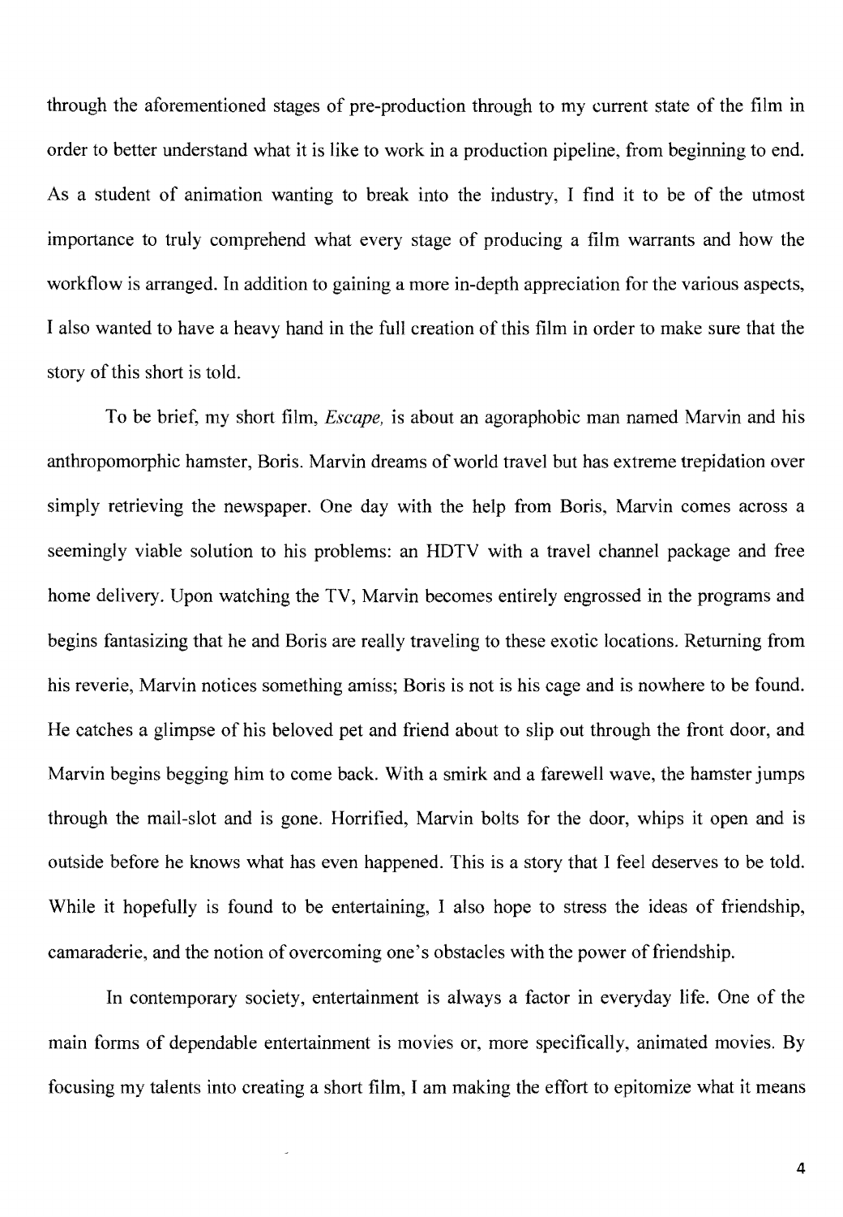through the aforementioned stages of pre-production through to my current state of the film in order to better understand what it is like to work in a production pipeline, from beginning to end. As a student of animation wanting to break into the industry, I find it to be of the utmost importance to truly comprehend what every stage of producing a film warrants and how the workflow is arranged. In addition to gaining a more in-depth appreciation for the various aspects, I also wanted to have a heavy hand in the full creation of this film in order to make sure that the story of this short is told.

To be brief, my short film, *Escape,* is about an agoraphobic man named Marvin and his anthropomorphic hamster, Boris. Marvin dreams of world travel but has extreme trepidation over simply retrieving the newspaper. One day with the help from Boris, Marvin comes across a seemingly viable solution to his problems: an HDTV with a travel channel package and free home delivery. Upon watching the TV, Marvin becomes entirely engrossed in the programs and begins fantasizing that he and Boris are really traveling to these exotic locations. Returning from his reverie, Marvin notices something amiss; Boris is not is his cage and is nowhere to be found. He catches a glimpse of his beloved pet and friend about to slip out through the front door, and Marvin begins begging him to come back. With a smirk and a farewell wave, the hamster jumps through the mail-slot and is gone. Horrified, Marvin bolts for the door, whips it open and is outside before he knows what has even happened. This is a story that I feel deserves to be told. While it hopefully is found to be entertaining, I also hope to stress the ideas of friendship, camaraderie, and the notion of overcoming one's obstacles with the power of friendship.

In contemporary society, entertainment is always a factor in everyday life. One of the main forms of dependable entertainment is movies or, more specifically, animated movies. By focusing my talents into creating a short film, I am making the effort to epitomize what it means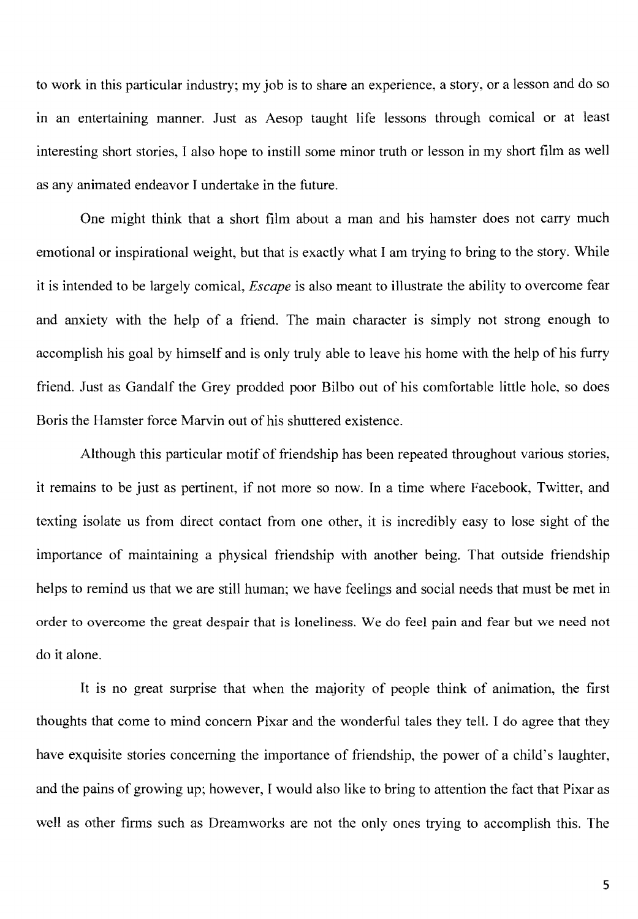to work in this particular industry; my job is to share an experience, a story, or a lesson and do so in an entertaining manner. Just as Aesop taught life lessons through comical or at least interesting short stories, I also hope to instill some minor truth or lesson in my short film as well as any animated endeavor I undertake in the future.

One might think that a short film about a man and his hamster does not carry much emotional or inspirational weight, but that is exactly what I am trying to bring to the story. While it is intended to be largely comical, *Escape* is also meant to illustrate the ability to overcome fear and anxiety with the help of a friend. The main character is simply not strong enough to accomplish his goal by himself and is only truly able to leave his home with the help of his furry friend. Just as Gandalf the Grey prodded poor Bilbo out of his comfortable little hole, so does Boris the Hamster force Marvin out of his shuttered existence.

Although this particular motif of friendship has been repeated throughout various stories, it remains to be just as pertinent, if not more so now. In a time where Facebook, Twitter, and texting isolate us from direct contact from one other, it is incredibly easy to lose sight of the importance of maintaining a physical friendship with another being. That outside friendship helps to remind us that we are still human; we have feelings and social needs that must be met in order to overcome the great despair that is loneliness. We do feel pain and fear but we need not do it alone.

It is no great surprise that when the majority of people think of animation, the first thoughts that come to mind concern Pixar and the wonderful tales they tell. I do agree that they have exquisite stories concerning the importance of friendship, the power of a child's laughter, and the pains of growing up; however, I would also like to bring to attention the fact that Pixar as well as other firms such as Dreamworks are not the only ones trying to accomplish this. The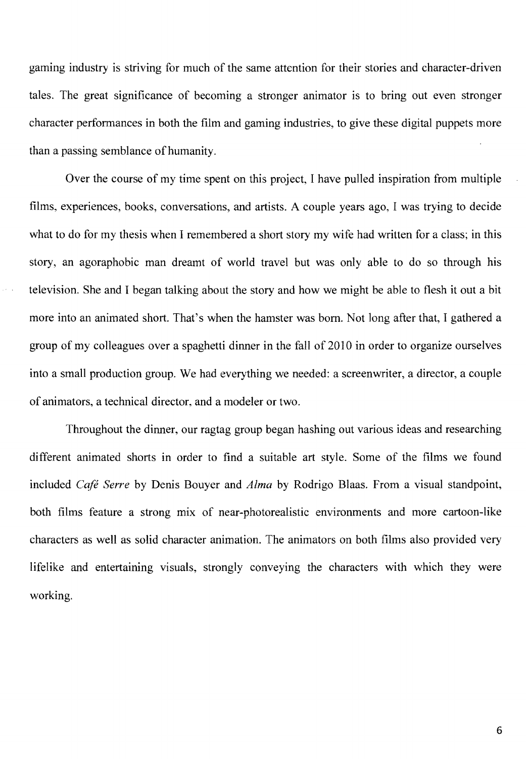gaming industry is striving for much of the same attention for their stories and character-driven tales. The great significance of becoming a stronger animator is to bring out even stronger character performances in both the film and gaming industries, to give these digital puppets more than a passing semblance of humanity.

Over the course of my time spent on this project, I have pulled inspiration from multiple films, experiences, books, conversations, and artists. A couple years ago, I was trying to decide what to do for my thesis when I remembered a short story my wife had written for a class; in this story, an agoraphobic man dreamt of world travel but was only able to do so through his television. She and I began talking about the story and how we might be able to flesh it out a bit more into an animated short. That's when the hamster was born. Not long after that, I gathered a group of my colleagues over a spaghetti dinner in the fall of 2010 in order to organize ourselves into a small production group. We had everything we needed: a screenwriter, a director, a couple of animators, a technical director, and a modeler or two.

Throughout the dinner, our ragtag group began hashing out various ideas and researching different animated shorts in order to find a suitable art style. Some of the films we found included *Café Serre* by Denis Bouyer and *Alma* by Rodrigo Blaas. From a visual standpoint, both films feature a strong mix of near-photorealistic environments and more cartoon-like characters as well as solid character animation. The animators on both films also provided very lifelike and entertaining visuals, strongly conveying the characters with which they were working.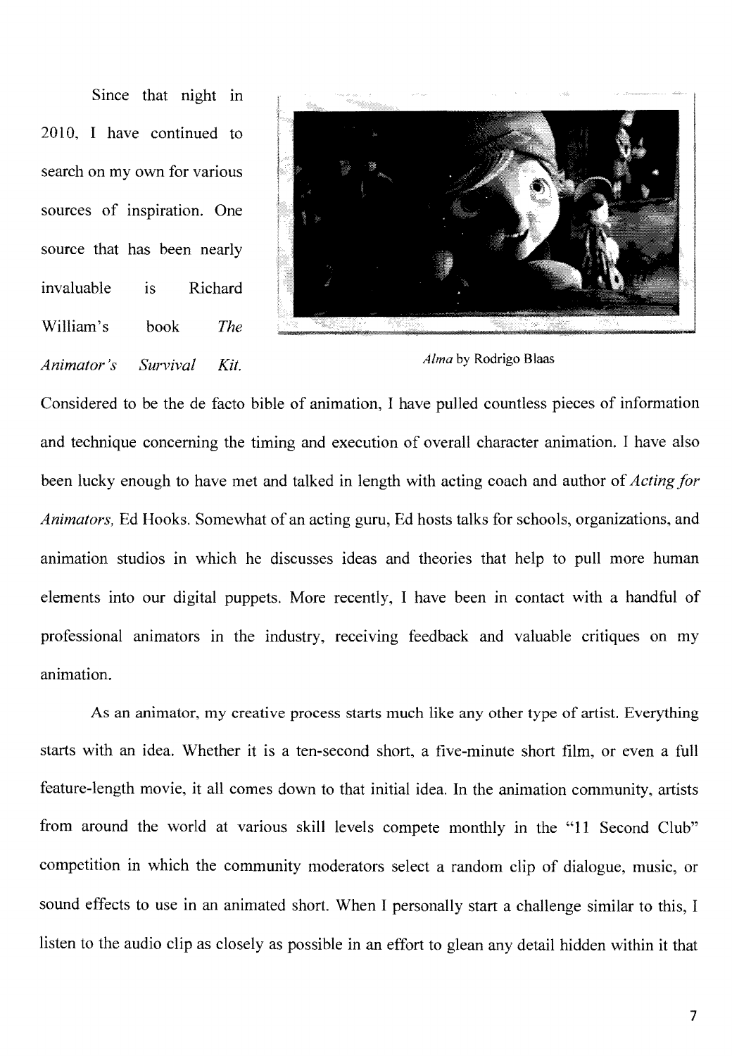Since that night in 2010, I have continued to search on my own for various sources of inspiration. One source that has been nearly invaluable is Richard William's book *The Animator's Survival Kit.* Considered to be the de facto bible of animation, I have pulled countless pieces of information and technique concerning the timing and execution of overall character animation. I have also been lucky enough to have met and talked in length with acting coach and author of *Acting for Animators,* Ed Hooks. Somewhat of an acting guru, Ed hosts talks for schools, organizations, and animation studios in which he discusses ideas and theories that help to pull more human elements into our digital puppets. More recently, I have been in contact with a handful of professional animators in the industry, receiving feedback and valuable critiques on my animation.

*Alma* by Rodrigo Blaas

As an animator, my creative process starts much like any other type of artist. Everything starts with an idea. Whether it is a ten-second short, a five-minute short film, or even a full feature-length movie, it all comes down to that initial idea. In the animation community, artists from around the world at various skill levels compete monthly in the "11 Second Club" competition in which the community moderators select a random clip of dialogue, music, or sound effects to use in an animated short. When I personally start a challenge similar to this, I listen to the audio clip as closely as possible in an effort to glean any detail hidden within it that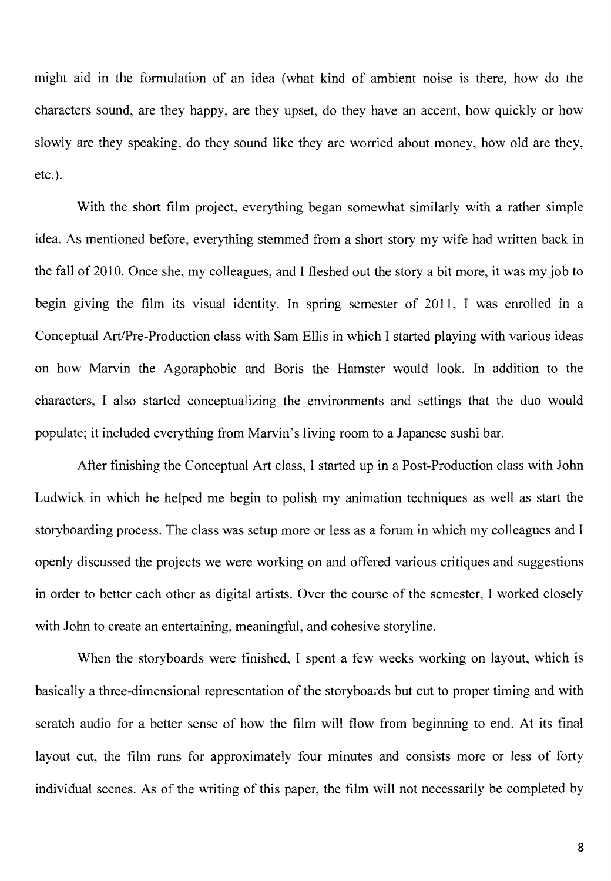might aid in the formulation of an idea (what kind of ambient noise is there, how do the characters sound, are they happy, are they upset, do they have an accent, how quickly or how slowly are they speaking, do they sound like they are worried about money, how old are they, etc.).

With the short film project, everything began somewhat similarly with a rather simple idea. As mentioned before, everything stemmed from a short story my wife had written back in the fall of 2010. Once she, my colleagues, and I fleshed out the story a bit more, it was my job to begin giving the film its visual identity. In spring semester of 2011, I was enrolled in a Conceptual Art/Pre-Production class with Sam Ellis in which I started playing with various ideas on how Marvin the Agoraphobic and Boris the Hamster would look. In addition to the characters, I also started conceptualizing the environments and settings that the duo would populate; it included everything from Marvin's living room to a Japanese sushi bar.

After finishing the Conceptual Art class, I started up in a Post-Production class with John Ludwick in which he helped me begin to polish my animation techniques as well as start the storyboarding process. The class was setup more or less as a forum in which my colleagues and I openly discussed the projects we were working on and offered various critiques and suggestions in order to better each other as digital artists. Over the course of the semester, I worked closely with John to create an entertaining, meaningful, and cohesive storyline.

When the storyboards were finished, I spent a few weeks working on layout, which is basically a three-dimensional representation of the storyboards but cut to proper timing and with scratch audio for a better sense of how the film will flow from beginning to end. At its final layout cut, the film runs for approximately four minutes and consists more or less of forty individual scenes. As of the writing of this paper, the film will not necessarily be completed by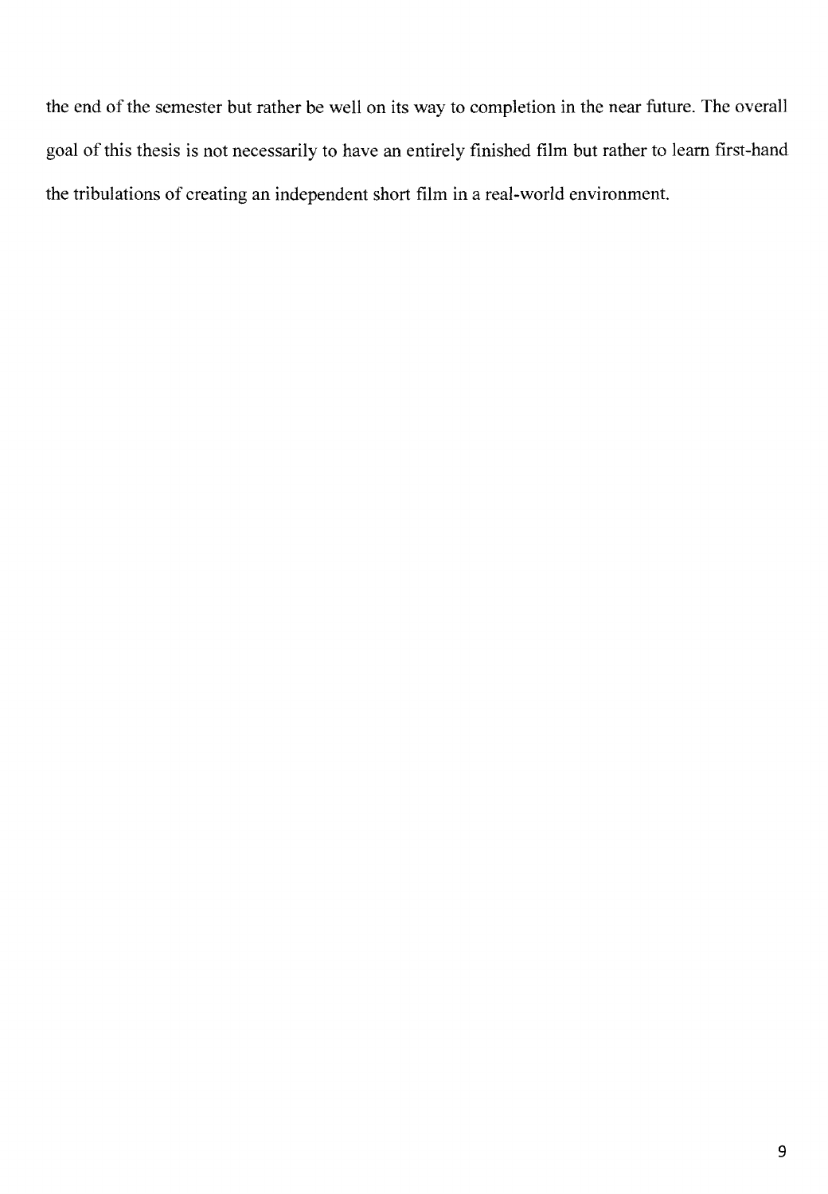the end of the semester but rather be well on its way to completion in the near future. The overall goal of this thesis is not necessarily to have an entirely finished film but rather to learn first-hand the tribulations of creating an independent short film in a real-world environment.